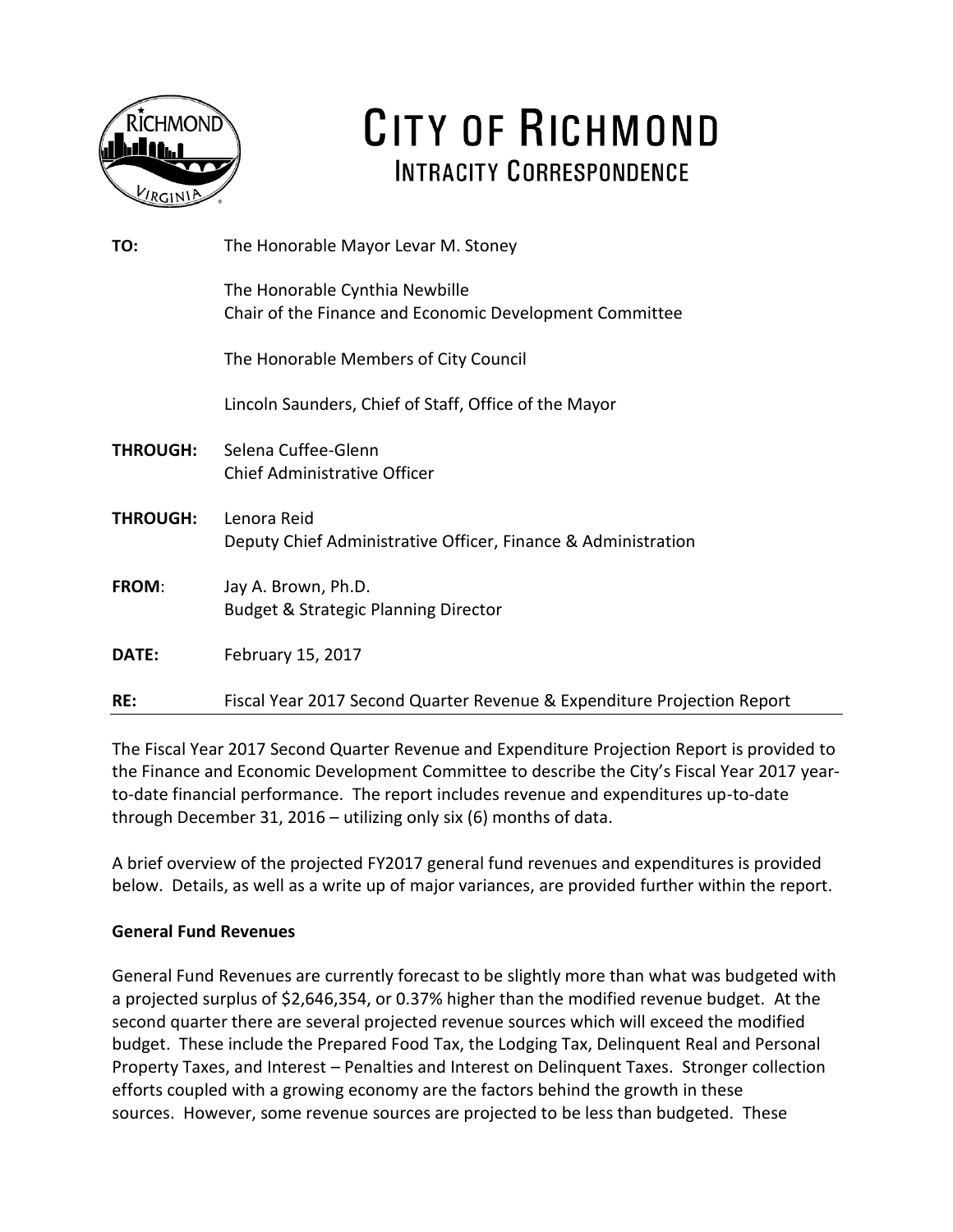# CITY OF RICHMOND

## INTRACITY CORRESPONDENCE

**TO:** The Honorable Mayor Levar M. Stoney

The Honorable Cynthia Newbille
Chair of the Finance and Economic Development Committee

The Honorable Members of City Council

Lincoln Saunders, Chief of Staff, Office of the Mayor

**THROUGH:** Selena Cuffee-Glenn
Chief Administrative Officer

**THROUGH:** Lenora Reid
Deputy Chief Administrative Officer, Finance & Administration

**FROM:** Jay A. Brown, Ph.D.
Budget & Strategic Planning Director

**DATE:** February 15, 2017

**RE:** Fiscal Year 2017 Second Quarter Revenue & Expenditure Projection Report

---

The Fiscal Year 2017 Second Quarter Revenue and Expenditure Projection Report is provided to the Finance and Economic Development Committee to describe the City's Fiscal Year 2017 year-to-date financial performance. The report includes revenue and expenditures up-to-date through December 31, 2016 – utilizing only six (6) months of data.

A brief overview of the projected FY2017 general fund revenues and expenditures is provided below. Details, as well as a write up of major variances, are provided further within the report.

**General Fund Revenues**

General Fund Revenues are currently forecast to be slightly more than what was budgeted with a projected surplus of $2,646,354, or 0.37% higher than the modified revenue budget. At the second quarter there are several projected revenue sources which will exceed the modified budget. These include the Prepared Food Tax, the Lodging Tax, Delinquent Real and Personal Property Taxes, and Interest – Penalties and Interest on Delinquent Taxes. Stronger collection efforts coupled with a growing economy are the factors behind the growth in these sources. However, some revenue sources are projected to be less than budgeted. These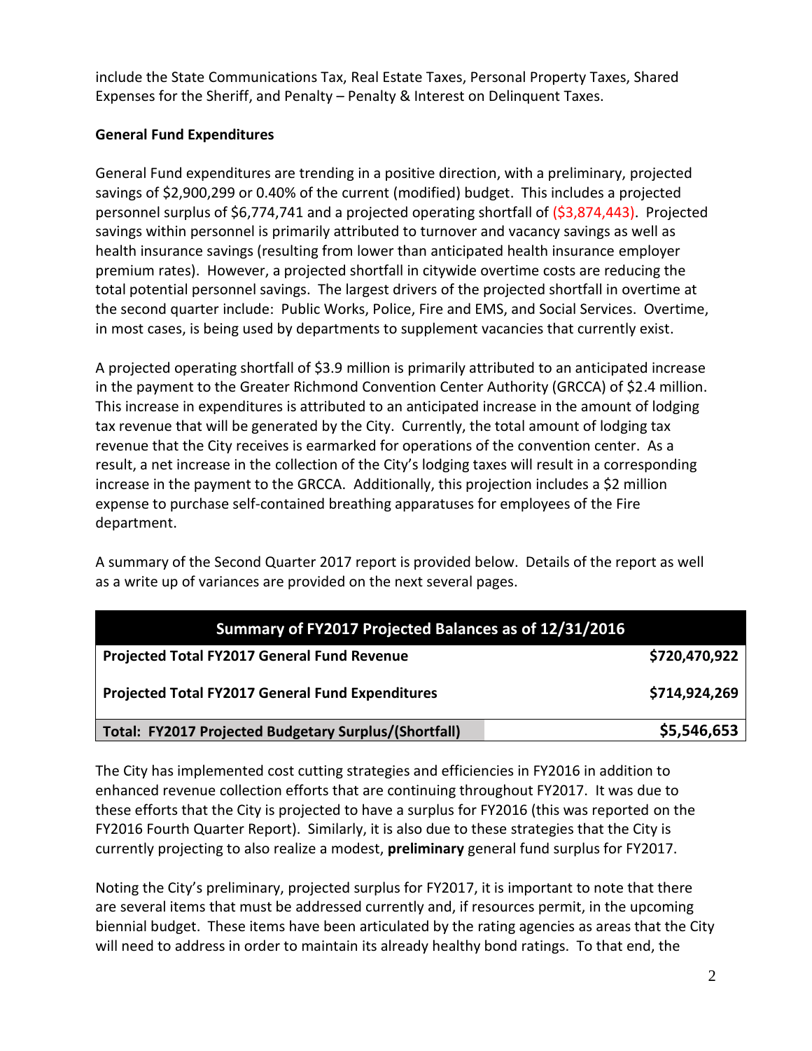include the State Communications Tax, Real Estate Taxes, Personal Property Taxes, Shared Expenses for the Sheriff, and Penalty – Penalty & Interest on Delinquent Taxes.

**General Fund Expenditures**

General Fund expenditures are trending in a positive direction, with a preliminary, projected savings of $2,900,299 or 0.40% of the current (modified) budget. This includes a projected personnel surplus of $6,774,741 and a projected operating shortfall of ($3,874,443). Projected savings within personnel is primarily attributed to turnover and vacancy savings as well as health insurance savings (resulting from lower than anticipated health insurance employer premium rates). However, a projected shortfall in citywide overtime costs are reducing the total potential personnel savings. The largest drivers of the projected shortfall in overtime at the second quarter include: Public Works, Police, Fire and EMS, and Social Services. Overtime, in most cases, is being used by departments to supplement vacancies that currently exist.

A projected operating shortfall of $3.9 million is primarily attributed to an anticipated increase in the payment to the Greater Richmond Convention Center Authority (GRCCA) of $2.4 million. This increase in expenditures is attributed to an anticipated increase in the amount of lodging tax revenue that will be generated by the City. Currently, the total amount of lodging tax revenue that the City receives is earmarked for operations of the convention center. As a result, a net increase in the collection of the City's lodging taxes will result in a corresponding increase in the payment to the GRCCA. Additionally, this projection includes a $2 million expense to purchase self-contained breathing apparatuses for employees of the Fire department.

A summary of the Second Quarter 2017 report is provided below. Details of the report as well as a write up of variances are provided on the next several pages.

| Summary of FY2017 Projected Balances as of 12/31/2016 | |
|---|---|
| **Projected Total FY2017 General Fund Revenue** | **$720,470,922** |
| **Projected Total FY2017 General Fund Expenditures** | **$714,924,269** |
| **Total: FY2017 Projected Budgetary Surplus/(Shortfall)** | **$5,546,653** |

The City has implemented cost cutting strategies and efficiencies in FY2016 in addition to enhanced revenue collection efforts that are continuing throughout FY2017. It was due to these efforts that the City is projected to have a surplus for FY2016 (this was reported on the FY2016 Fourth Quarter Report). Similarly, it is also due to these strategies that the City is currently projecting to also realize a modest, **preliminary** general fund surplus for FY2017.

Noting the City's preliminary, projected surplus for FY2017, it is important to note that there are several items that must be addressed currently and, if resources permit, in the upcoming biennial budget. These items have been articulated by the rating agencies as areas that the City will need to address in order to maintain its already healthy bond ratings. To that end, the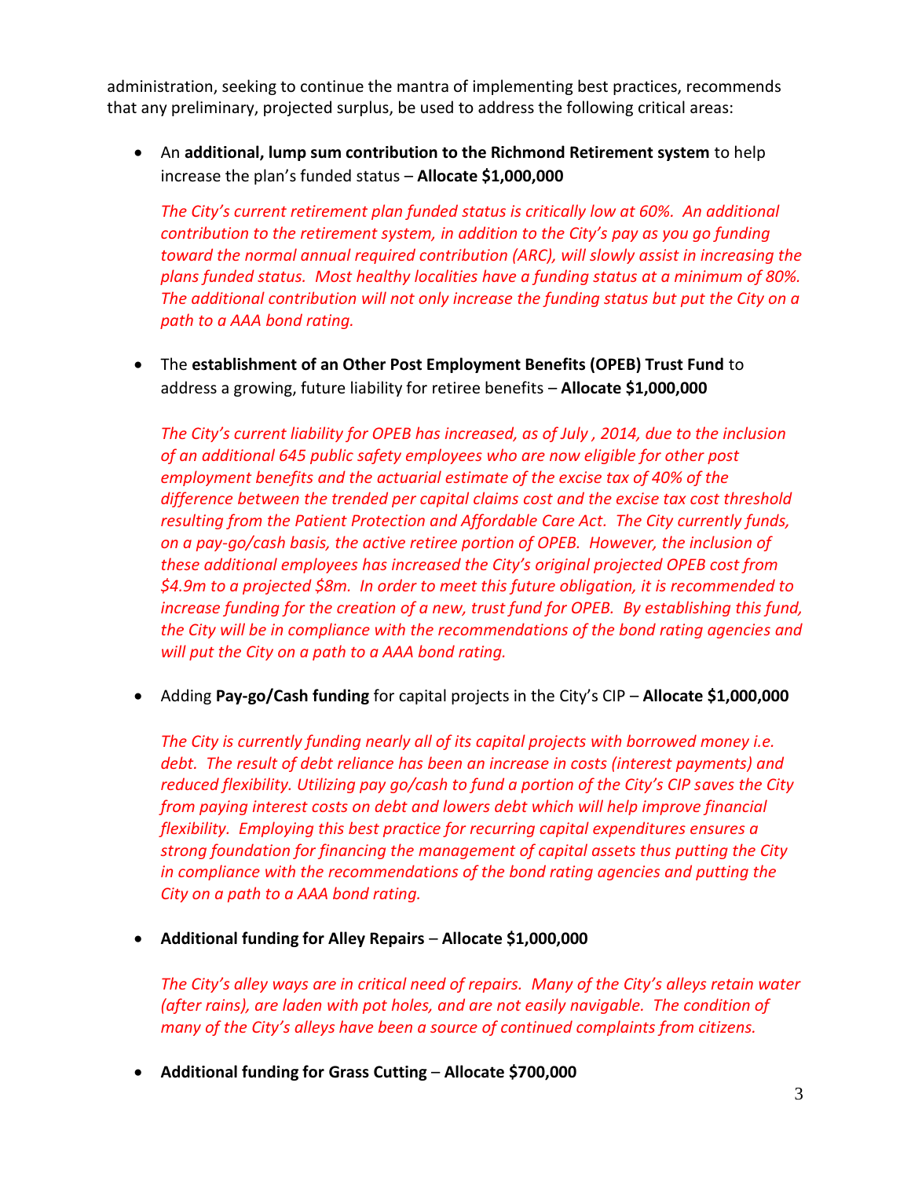administration, seeking to continue the mantra of implementing best practices, recommends that any preliminary, projected surplus, be used to address the following critical areas:

- An **additional, lump sum contribution to the Richmond Retirement system** to help increase the plan's funded status – **Allocate $1,000,000**

  *The City's current retirement plan funded status is critically low at 60%. An additional contribution to the retirement system, in addition to the City's pay as you go funding toward the normal annual required contribution (ARC), will slowly assist in increasing the plans funded status. Most healthy localities have a funding status at a minimum of 80%. The additional contribution will not only increase the funding status but put the City on a path to a AAA bond rating.*

- The **establishment of an Other Post Employment Benefits (OPEB) Trust Fund** to address a growing, future liability for retiree benefits – **Allocate $1,000,000**

  *The City's current liability for OPEB has increased, as of July , 2014, due to the inclusion of an additional 645 public safety employees who are now eligible for other post employment benefits and the actuarial estimate of the excise tax of 40% of the difference between the trended per capital claims cost and the excise tax cost threshold resulting from the Patient Protection and Affordable Care Act. The City currently funds, on a pay-go/cash basis, the active retiree portion of OPEB. However, the inclusion of these additional employees has increased the City's original projected OPEB cost from $4.9m to a projected $8m. In order to meet this future obligation, it is recommended to increase funding for the creation of a new, trust fund for OPEB. By establishing this fund, the City will be in compliance with the recommendations of the bond rating agencies and will put the City on a path to a AAA bond rating.*

- Adding **Pay-go/Cash funding** for capital projects in the City's CIP – **Allocate $1,000,000**

  *The City is currently funding nearly all of its capital projects with borrowed money i.e. debt. The result of debt reliance has been an increase in costs (interest payments) and reduced flexibility. Utilizing pay go/cash to fund a portion of the City's CIP saves the City from paying interest costs on debt and lowers debt which will help improve financial flexibility. Employing this best practice for recurring capital expenditures ensures a strong foundation for financing the management of capital assets thus putting the City in compliance with the recommendations of the bond rating agencies and putting the City on a path to a AAA bond rating.*

- **Additional funding for Alley Repairs** – **Allocate $1,000,000**

  *The City's alley ways are in critical need of repairs. Many of the City's alleys retain water (after rains), are laden with pot holes, and are not easily navigable. The condition of many of the City's alleys have been a source of continued complaints from citizens.*

- **Additional funding for Grass Cutting** – **Allocate $700,000**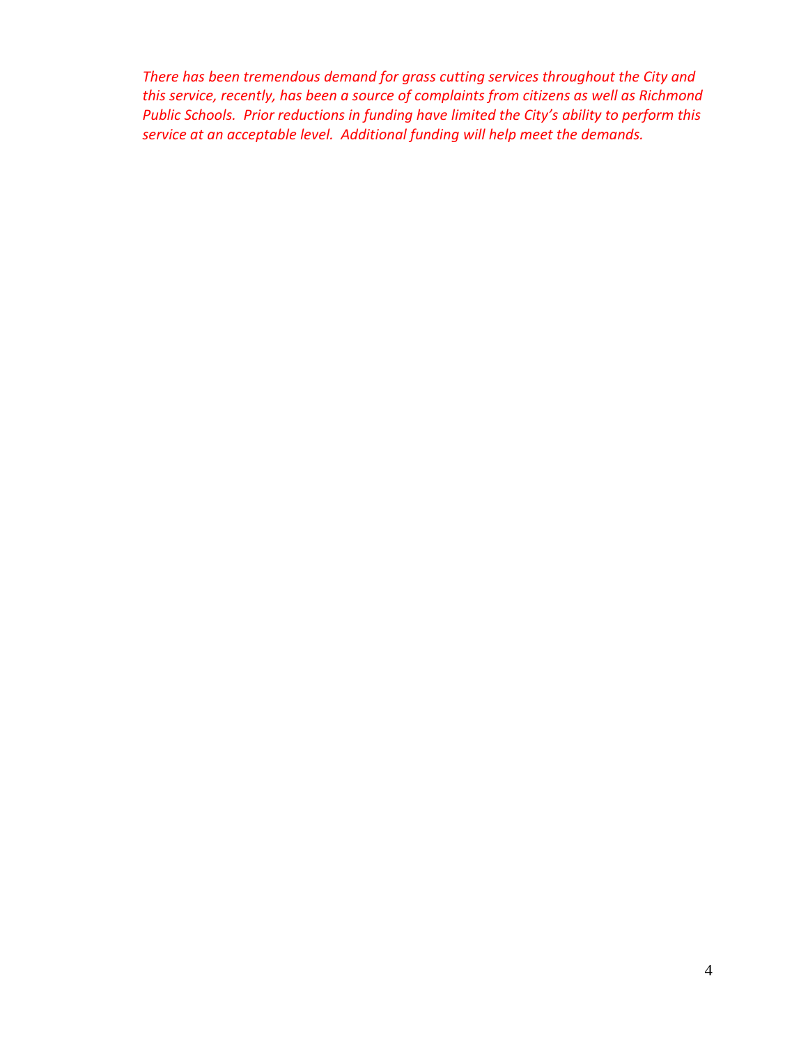*There has been tremendous demand for grass cutting services throughout the City and this service, recently, has been a source of complaints from citizens as well as Richmond Public Schools. Prior reductions in funding have limited the City's ability to perform this service at an acceptable level. Additional funding will help meet the demands.*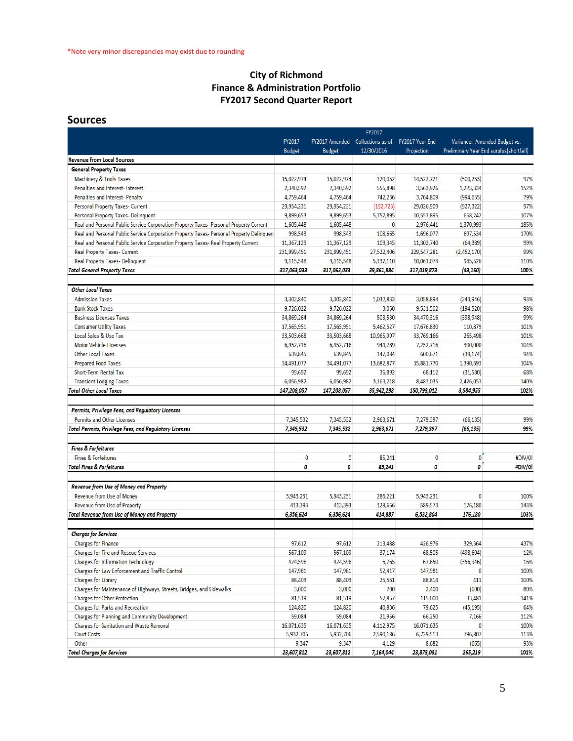*Note very minor discrepancies may exist due to rounding

# City of Richmond
# Finance & Administration Portfolio
# FY2017 Second Quarter Report

## Sources

| | FY2017 Budget | FY2017 Amended Budget | FY2017 Collections as of 12/30/2016 | FY2017 Year End Projection | Variance: Amended Budget vs. Preliminary Year End surplus(shortfall) | |
|---|---|---|---|---|---|---|
| **Revenue from Local Sources** | | | | | | |
| **General Property Taxes** | | | | | | |
| Machinery & Tools Taxes | 15,022,974 | 15,022,974 | 120,052 | 14,522,721 | (500,253) | 97% |
| Penalties and Interest- Interest | 2,340,592 | 2,340,592 | 556,898 | 3,563,926 | 1,223,334 | 152% |
| Penalties and Interest- Penalty | 4,759,464 | 4,759,464 | 742,236 | 3,764,809 | (994,655) | 79% |
| Personal Property Taxes- Current | 29,954,231 | 29,954,231 | (192,723) | 29,026,909 | (927,322) | 97% |
| Personal Property Taxes- Delinquent | 9,899,653 | 9,899,653 | 5,757,895 | 10,557,895 | 658,242 | 107% |
| Real and Personal Public Service Corporation Property Taxes- Personal Property Current | 1,605,448 | 1,605,448 | 0 | 2,976,441 | 1,370,993 | 185% |
| Real and Personal Public Service Corporation Property Taxes- Personal Property Delinquent | 998,543 | 998,543 | 108,665 | 1,696,077 | 697,534 | 170% |
| Real and Personal Public Service Corporation Property Taxes- Real Property Current | 11,367,129 | 11,367,129 | 109,345 | 11,302,740 | (64,389) | 99% |
| Real Property Taxes- Current | 231,999,451 | 231,999,451 | 27,522,406 | 229,547,281 | (2,452,170) | 99% |
| Real Property Taxes- Delinquent | 9,115,548 | 9,115,548 | 5,137,110 | 10,061,074 | 945,526 | 110% |
| ***Total General Property Taxes*** | ***317,063,033*** | ***317,063,033*** | ***39,861,884*** | ***317,019,873*** | ***(43,160)*** | ***100%*** |
| | | | | | | |
| ***Other Local Taxes*** | | | | | | |
| Admission Taxes | 3,302,840 | 3,302,840 | 1,032,833 | 3,058,894 | (243,946) | 93% |
| Bank Stock Taxes | 9,726,022 | 9,726,022 | 3,050 | 9,531,502 | (194,520) | 98% |
| Business Licenses Taxes | 34,869,264 | 34,869,264 | 503,530 | 34,470,316 | (398,948) | 99% |
| Consumer Utility Taxes | 17,565,951 | 17,565,951 | 5,462,527 | 17,676,830 | 110,879 | 101% |
| Local Sales & Use Tax | 33,503,668 | 33,503,668 | 10,965,997 | 33,769,166 | 265,498 | 101% |
| Motor Vehicle Licenses | 6,952,716 | 6,952,716 | 944,289 | 7,252,716 | 300,000 | 104% |
| Other Local Taxes | 639,845 | 639,845 | 147,084 | 600,671 | (39,174) | 94% |
| Prepared Food Taxes | 34,491,077 | 34,491,077 | 13,682,877 | 35,881,770 | 1,390,693 | 104% |
| Short-Term Rental Tax | 99,692 | 99,692 | 36,892 | 68,112 | (31,580) | 68% |
| Transient Lodging Taxes | 6,056,982 | 6,056,982 | 3,163,218 | 8,483,035 | 2,426,053 | 140% |
| ***Total Other Local Taxes*** | ***147,208,057*** | ***147,208,057*** | ***35,942,298*** | ***150,793,012*** | ***3,584,955*** | ***102%*** |
| | | | | | | |
| ***Permits, Privilege Fees, and Regulatory Licenses*** | | | | | | |
| Permits and Other Licenses | 7,345,532 | 7,345,532 | 2,963,671 | 7,279,397 | (66,135) | 99% |
| ***Total Permits, Privilege Fees, and Regulatory Licenses*** | ***7,345,532*** | ***7,345,532*** | ***2,963,671*** | ***7,279,397*** | ***(66,135)*** | ***99%*** |
| | | | | | | |
| ***Fines & Forfeitures*** | | | | | | |
| Fines & Forfeitures | 0 | 0 | 85,241 | 0 | 0 | #DIV/0! |
| ***Total Fines & Forfeitures*** | ***0*** | ***0*** | ***85,241*** | ***0*** | ***0*** | ***#DIV/0!*** |
| | | | | | | |
| ***Revenue from Use of Money and Property*** | | | | | | |
| Revenue from Use of Money | 5,943,231 | 5,943,231 | 286,221 | 5,943,231 | 0 | 100% |
| Revenue from Use of Property | 413,393 | 413,393 | 128,666 | 589,573 | 176,180 | 143% |
| ***Total Revenue from Use of Money and Property*** | ***6,356,624*** | ***6,356,624*** | ***414,887*** | ***6,532,804*** | ***176,180*** | ***103%*** |
| | | | | | | |
| ***Charges for Services*** | | | | | | |
| Charges for Finance | 97,612 | 97,612 | 213,488 | 426,976 | 329,364 | 437% |
| Charges for Fire and Rescue Services | 567,109 | 567,109 | 37,174 | 68,505 | (498,604) | 12% |
| Charges for Information Technology | 424,596 | 424,596 | 6,765 | 67,650 | (356,946) | 16% |
| Charges for Law Enforcement and Traffic Control | 147,981 | 147,981 | 52,417 | 147,981 | 0 | 100% |
| Charges for Library | 88,403 | 88,403 | 25,561 | 88,814 | 411 | 100% |
| Charges for Maintenance of Highways, Streets, Bridges, and Sidewalks | 3,000 | 3,000 | 700 | 2,400 | (600) | 80% |
| Charges for Other Protection | 81,519 | 81,519 | 57,857 | 115,000 | 33,481 | 141% |
| Charges for Parks and Recreation | 124,820 | 124,820 | 40,836 | 79,625 | (45,195) | 64% |
| Charges for Planning and Community Development | 59,084 | 59,084 | 21,956 | 66,250 | 7,166 | 112% |
| Charges for Sanitation and Waste Removal | 16,071,635 | 16,071,635 | 4,112,975 | 16,071,635 | 0 | 100% |
| Court Costs | 5,932,706 | 5,932,706 | 2,590,186 | 6,729,513 | 796,807 | 113% |
| Other | 9,347 | 9,347 | 4,129 | 8,682 | (665) | 93% |
| ***Total Charges for Services*** | ***23,607,812*** | ***23,607,812*** | ***7,164,044*** | ***23,873,031*** | ***265,219*** | ***101%*** |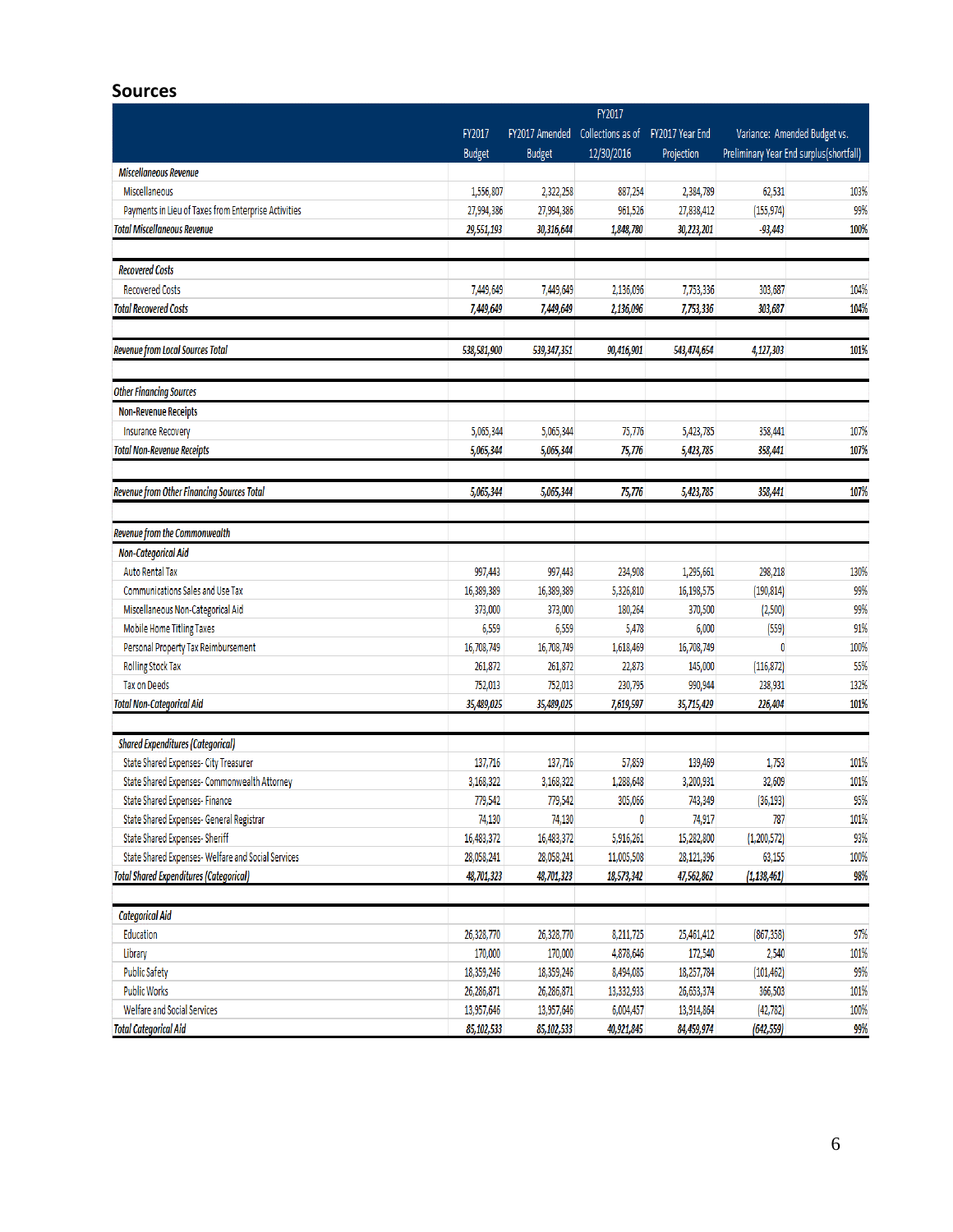## Sources

| | FY2017 Budget | FY2017 Amended Budget | FY2017 Collections as of 12/30/2016 | FY2017 Year End Projection | Variance: Amended Budget vs. Preliminary Year End surplus(shortfall) | |
|---|---|---|---|---|---|---|
| ***Miscellaneous Revenue*** | | | | | | |
| Miscellaneous | 1,556,807 | 2,322,258 | 887,254 | 2,384,789 | 62,531 | 103% |
| Payments in Lieu of Taxes from Enterprise Activities | 27,994,386 | 27,994,386 | 961,526 | 27,838,412 | (155,974) | 99% |
| ***Total Miscellaneous Revenue*** | ***29,551,193*** | ***30,316,644*** | ***1,848,780*** | ***30,223,201*** | ***-93,443*** | ***100%*** |
| | | | | | | |
| ***Recovered Costs*** | | | | | | |
| Recovered Costs | 7,449,649 | 7,449,649 | 2,136,096 | 7,753,336 | 303,687 | 104% |
| ***Total Recovered Costs*** | ***7,449,649*** | ***7,449,649*** | ***2,136,096*** | ***7,753,336*** | ***303,687*** | ***104%*** |
| | | | | | | |
| ***Revenue from Local Sources Total*** | ***538,581,900*** | ***539,347,351*** | ***90,416,901*** | ***543,474,654*** | ***4,127,303*** | ***101%*** |
| | | | | | | |
| ***Other Financing Sources*** | | | | | | |
| **Non-Revenue Receipts** | | | | | | |
| Insurance Recovery | 5,065,344 | 5,065,344 | 75,776 | 5,423,785 | 358,441 | 107% |
| ***Total Non-Revenue Receipts*** | ***5,065,344*** | ***5,065,344*** | ***75,776*** | ***5,423,785*** | ***358,441*** | ***107%*** |
| | | | | | | |
| ***Revenue from Other Financing Sources Total*** | ***5,065,344*** | ***5,065,344*** | ***75,776*** | ***5,423,785*** | ***358,441*** | ***107%*** |
| | | | | | | |
| ***Revenue from the Commonwealth*** | | | | | | |
| ***Non-Categorical Aid*** | | | | | | |
| Auto Rental Tax | 997,443 | 997,443 | 234,908 | 1,295,661 | 298,218 | 130% |
| Communications Sales and Use Tax | 16,389,389 | 16,389,389 | 5,326,810 | 16,198,575 | (190,814) | 99% |
| Miscellaneous Non-Categorical Aid | 373,000 | 373,000 | 180,264 | 370,500 | (2,500) | 99% |
| Mobile Home Titling Taxes | 6,559 | 6,559 | 5,478 | 6,000 | (559) | 91% |
| Personal Property Tax Reimbursement | 16,708,749 | 16,708,749 | 1,618,469 | 16,708,749 | 0 | 100% |
| Rolling Stock Tax | 261,872 | 261,872 | 22,873 | 145,000 | (116,872) | 55% |
| Tax on Deeds | 752,013 | 752,013 | 230,795 | 990,944 | 238,931 | 132% |
| ***Total Non-Categorical Aid*** | ***35,489,025*** | ***35,489,025*** | ***7,619,597*** | ***35,715,429*** | ***226,404*** | ***101%*** |
| | | | | | | |
| ***Shared Expenditures (Categorical)*** | | | | | | |
| State Shared Expenses- City Treasurer | 137,716 | 137,716 | 57,859 | 139,469 | 1,753 | 101% |
| State Shared Expenses- Commonwealth Attorney | 3,168,322 | 3,168,322 | 1,288,648 | 3,200,931 | 32,609 | 101% |
| State Shared Expenses- Finance | 779,542 | 779,542 | 305,066 | 743,349 | (36,193) | 95% |
| State Shared Expenses- General Registrar | 74,130 | 74,130 | 0 | 74,917 | 787 | 101% |
| State Shared Expenses- Sheriff | 16,483,372 | 16,483,372 | 5,916,261 | 15,282,800 | (1,200,572) | 93% |
| State Shared Expenses- Welfare and Social Services | 28,058,241 | 28,058,241 | 11,005,508 | 28,121,396 | 63,155 | 100% |
| ***Total Shared Expenditures (Categorical)*** | ***48,701,323*** | ***48,701,323*** | ***18,573,342*** | ***47,562,862*** | ***(1,138,461)*** | ***98%*** |
| | | | | | | |
| ***Categorical Aid*** | | | | | | |
| Education | 26,328,770 | 26,328,770 | 8,211,725 | 25,461,412 | (867,358) | 97% |
| Library | 170,000 | 170,000 | 4,878,646 | 172,540 | 2,540 | 101% |
| Public Safety | 18,359,246 | 18,359,246 | 8,494,085 | 18,257,784 | (101,462) | 99% |
| Public Works | 26,286,871 | 26,286,871 | 13,332,933 | 26,653,374 | 366,503 | 101% |
| Welfare and Social Services | 13,957,646 | 13,957,646 | 6,004,457 | 13,914,864 | (42,782) | 100% |
| ***Total Categorical Aid*** | ***85,102,533*** | ***85,102,533*** | ***40,921,845*** | ***84,459,974*** | ***(642,559)*** | ***99%*** |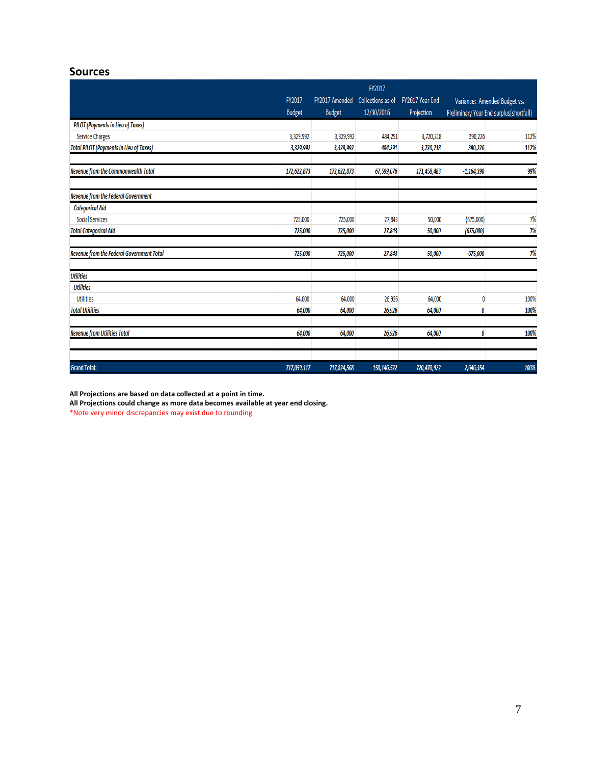## Sources

| | FY2017 Budget | FY2017 Amended Budget | FY2017 Collections as of 12/30/2016 | FY2017 Year End Projection | Variance: Amended Budget vs. Preliminary Year End surplus(shortfall) | |
|---|---|---|---|---|---|---|
| *PILOT (Payments in Lieu of Taxes)* | | | | | | |
| Service Charges | 3,329,992 | 3,329,992 | 484,291 | 3,720,218 | 390,226 | 112% |
| ***Total PILOT (Payments in Lieu of Taxes)*** | ***3,329,992*** | ***3,329,992*** | ***484,291*** | ***3,720,218*** | ***390,226*** | ***112%*** |
| | | | | | | |
| *Revenue from the Commonwealth Total* | *172,622,873* | *172,622,873* | *67,599,076* | *171,458,483* | *-1,164,390* | *99%* |
| | | | | | | |
| *Revenue from the Federal Government* | | | | | | |
| *Categorical Aid* | | | | | | |
| Social Services | 725,000 | 725,000 | 27,843 | 50,000 | (675,000) | 7% |
| ***Total Categorical Aid*** | ***725,000*** | ***725,000*** | ***27,843*** | ***50,000*** | ***(675,000)*** | ***7%*** |
| | | | | | | |
| *Revenue from the Federal Government Total* | *725,000* | *725,000* | *27,843* | *50,000* | *-675,000* | *7%* |
| | | | | | | |
| *Utilities* | | | | | | |
| *Utilities* | | | | | | |
| Utilities | 64,000 | 64,000 | 26,926 | 64,000 | 0 | 100% |
| ***Total Utilities*** | ***64,000*** | ***64,000*** | ***26,926*** | ***64,000*** | ***0*** | ***100%*** |
| | | | | | | |
| *Revenue from Utilities Total* | *64,000* | *64,000* | *26,926* | *64,000* | *0* | *100%* |
| | | | | | | |
| **Grand Total:** | ***717,059,117*** | ***717,824,568*** | ***158,146,522*** | ***720,470,922*** | ***2,646,354*** | ***100%*** |

**All Projections are based on data collected at a point in time.**
**All Projections could change as more data becomes available at year end closing.**
*Note very minor discrepancies may exist due to rounding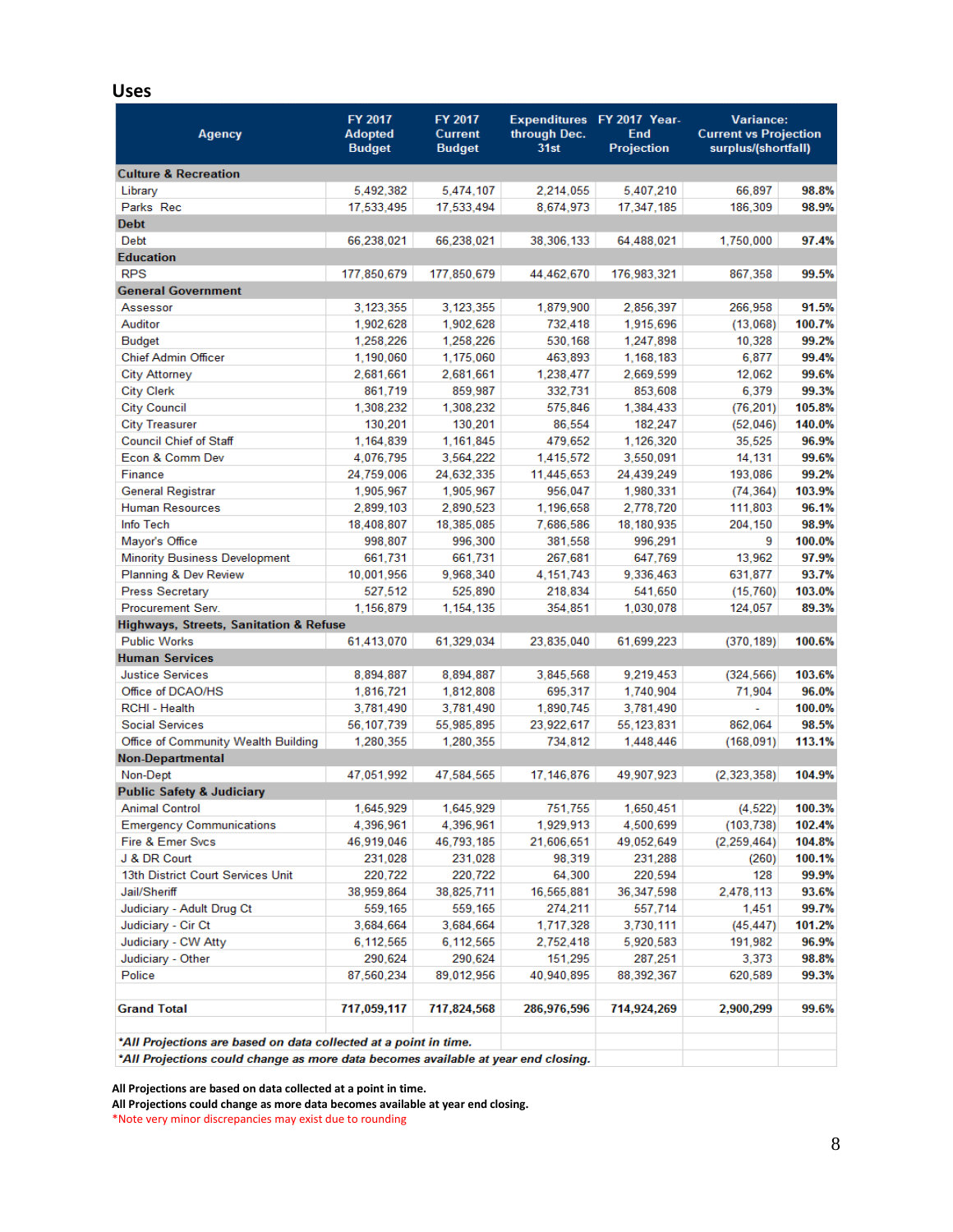## Uses

| Agency | FY 2017 Adopted Budget | FY 2017 Current Budget | Expenditures through Dec. 31st | FY 2017 Year-End Projection | Variance: Current vs Projection surplus/(shortfall) | |
|---|---|---|---|---|---|---|
| **Culture & Recreation** | | | | | | |
| Library | 5,492,382 | 5,474,107 | 2,214,055 | 5,407,210 | 66,897 | 98.8% |
| Parks Rec | 17,533,495 | 17,533,494 | 8,674,973 | 17,347,185 | 186,309 | 98.9% |
| **Debt** | | | | | | |
| Debt | 66,238,021 | 66,238,021 | 38,306,133 | 64,488,021 | 1,750,000 | 97.4% |
| **Education** | | | | | | |
| RPS | 177,850,679 | 177,850,679 | 44,462,670 | 176,983,321 | 867,358 | 99.5% |
| **General Government** | | | | | | |
| Assessor | 3,123,355 | 3,123,355 | 1,879,900 | 2,856,397 | 266,958 | 91.5% |
| Auditor | 1,902,628 | 1,902,628 | 732,418 | 1,915,696 | (13,068) | 100.7% |
| Budget | 1,258,226 | 1,258,226 | 530,168 | 1,247,898 | 10,328 | 99.2% |
| Chief Admin Officer | 1,190,060 | 1,175,060 | 463,893 | 1,168,183 | 6,877 | 99.4% |
| City Attorney | 2,681,661 | 2,681,661 | 1,238,477 | 2,669,599 | 12,062 | 99.6% |
| City Clerk | 861,719 | 859,987 | 332,731 | 853,608 | 6,379 | 99.3% |
| City Council | 1,308,232 | 1,308,232 | 575,846 | 1,384,433 | (76,201) | 105.8% |
| City Treasurer | 130,201 | 130,201 | 86,554 | 182,247 | (52,046) | 140.0% |
| Council Chief of Staff | 1,164,839 | 1,161,845 | 479,652 | 1,126,320 | 35,525 | 96.9% |
| Econ & Comm Dev | 4,076,795 | 3,564,222 | 1,415,572 | 3,550,091 | 14,131 | 99.6% |
| Finance | 24,759,006 | 24,632,335 | 11,445,653 | 24,439,249 | 193,086 | 99.2% |
| General Registrar | 1,905,967 | 1,905,967 | 956,047 | 1,980,331 | (74,364) | 103.9% |
| Human Resources | 2,899,103 | 2,890,523 | 1,196,658 | 2,778,720 | 111,803 | 96.1% |
| Info Tech | 18,408,807 | 18,385,085 | 7,686,586 | 18,180,935 | 204,150 | 98.9% |
| Mayor's Office | 998,807 | 996,300 | 381,558 | 996,291 | 9 | 100.0% |
| Minority Business Development | 661,731 | 661,731 | 267,681 | 647,769 | 13,962 | 97.9% |
| Planning & Dev Review | 10,001,956 | 9,968,340 | 4,151,743 | 9,336,463 | 631,877 | 93.7% |
| Press Secretary | 527,512 | 525,890 | 218,834 | 541,650 | (15,760) | 103.0% |
| Procurement Serv. | 1,156,879 | 1,154,135 | 354,851 | 1,030,078 | 124,057 | 89.3% |
| **Highways, Streets, Sanitation & Refuse** | | | | | | |
| Public Works | 61,413,070 | 61,329,034 | 23,835,040 | 61,699,223 | (370,189) | 100.6% |
| **Human Services** | | | | | | |
| Justice Services | 8,894,887 | 8,894,887 | 3,845,568 | 9,219,453 | (324,566) | 103.6% |
| Office of DCAO/HS | 1,816,721 | 1,812,808 | 695,317 | 1,740,904 | 71,904 | 96.0% |
| RCHI - Health | 3,781,490 | 3,781,490 | 1,890,745 | 3,781,490 | - | 100.0% |
| Social Services | 56,107,739 | 55,985,895 | 23,922,617 | 55,123,831 | 862,064 | 98.5% |
| Office of Community Wealth Building | 1,280,355 | 1,280,355 | 734,812 | 1,448,446 | (168,091) | 113.1% |
| **Non-Departmental** | | | | | | |
| Non-Dept | 47,051,992 | 47,584,565 | 17,146,876 | 49,907,923 | (2,323,358) | 104.9% |
| **Public Safety & Judiciary** | | | | | | |
| Animal Control | 1,645,929 | 1,645,929 | 751,755 | 1,650,451 | (4,522) | 100.3% |
| Emergency Communications | 4,396,961 | 4,396,961 | 1,929,913 | 4,500,699 | (103,738) | 102.4% |
| Fire & Emer Svcs | 46,919,046 | 46,793,185 | 21,606,651 | 49,052,649 | (2,259,464) | 104.8% |
| J & DR Court | 231,028 | 231,028 | 98,319 | 231,288 | (260) | 100.1% |
| 13th District Court Services Unit | 220,722 | 220,722 | 64,300 | 220,594 | 128 | 99.9% |
| Jail/Sheriff | 38,959,864 | 38,825,711 | 16,565,881 | 36,347,598 | 2,478,113 | 93.6% |
| Judiciary - Adult Drug Ct | 559,165 | 559,165 | 274,211 | 557,714 | 1,451 | 99.7% |
| Judiciary - Cir Ct | 3,684,664 | 3,684,664 | 1,717,328 | 3,730,111 | (45,447) | 101.2% |
| Judiciary - CW Atty | 6,112,565 | 6,112,565 | 2,752,418 | 5,920,583 | 191,982 | 96.9% |
| Judiciary - Other | 290,624 | 290,624 | 151,295 | 287,251 | 3,373 | 98.8% |
| Police | 87,560,234 | 89,012,956 | 40,940,895 | 88,392,367 | 620,589 | 99.3% |
| **Grand Total** | **717,059,117** | **717,824,568** | **286,976,596** | **714,924,269** | **2,900,299** | **99.6%** |

***All Projections are based on data collected at a point in time.***
***All Projections could change as more data becomes available at year end closing.***

**All Projections are based on data collected at a point in time.**
**All Projections could change as more data becomes available at year end closing.**

*Note very minor discrepancies may exist due to rounding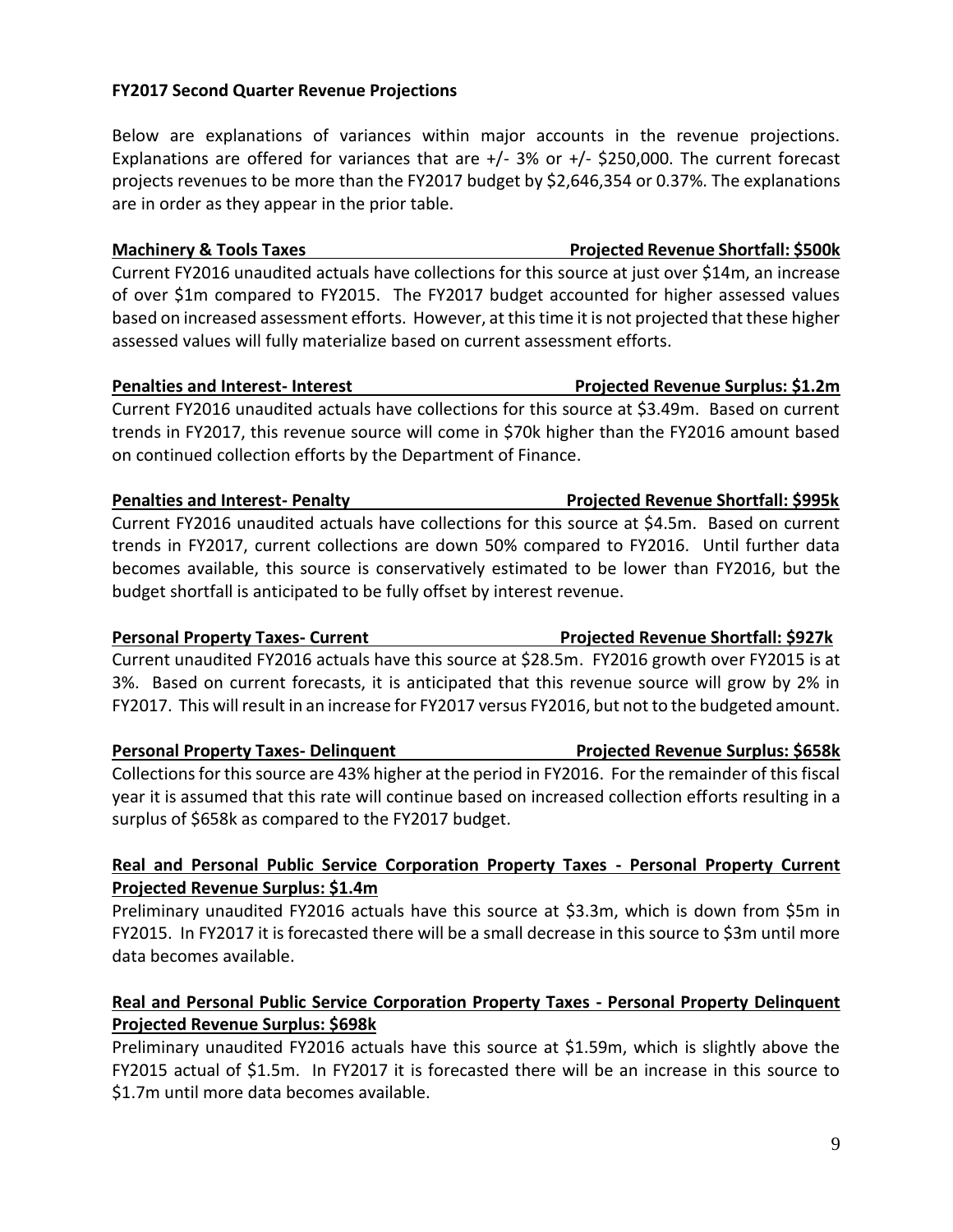**FY2017 Second Quarter Revenue Projections**

Below are explanations of variances within major accounts in the revenue projections. Explanations are offered for variances that are +/- 3% or +/- $250,000. The current forecast projects revenues to be more than the FY2017 budget by $2,646,354 or 0.37%. The explanations are in order as they appear in the prior table.

**Machinery & Tools Taxes** **Projected Revenue Shortfall: $500k**

Current FY2016 unaudited actuals have collections for this source at just over $14m, an increase of over $1m compared to FY2015. The FY2017 budget accounted for higher assessed values based on increased assessment efforts. However, at this time it is not projected that these higher assessed values will fully materialize based on current assessment efforts.

**Penalties and Interest- Interest** **Projected Revenue Surplus: $1.2m**

Current FY2016 unaudited actuals have collections for this source at $3.49m. Based on current trends in FY2017, this revenue source will come in $70k higher than the FY2016 amount based on continued collection efforts by the Department of Finance.

**Penalties and Interest- Penalty** **Projected Revenue Shortfall: $995k**

Current FY2016 unaudited actuals have collections for this source at $4.5m. Based on current trends in FY2017, current collections are down 50% compared to FY2016. Until further data becomes available, this source is conservatively estimated to be lower than FY2016, but the budget shortfall is anticipated to be fully offset by interest revenue.

**Personal Property Taxes- Current** **Projected Revenue Shortfall: $927k**

Current unaudited FY2016 actuals have this source at $28.5m. FY2016 growth over FY2015 is at 3%. Based on current forecasts, it is anticipated that this revenue source will grow by 2% in FY2017. This will result in an increase for FY2017 versus FY2016, but not to the budgeted amount.

**Personal Property Taxes- Delinquent** **Projected Revenue Surplus: $658k**

Collections for this source are 43% higher at the period in FY2016. For the remainder of this fiscal year it is assumed that this rate will continue based on increased collection efforts resulting in a surplus of $658k as compared to the FY2017 budget.

**Real and Personal Public Service Corporation Property Taxes - Personal Property Current Projected Revenue Surplus: $1.4m**

Preliminary unaudited FY2016 actuals have this source at $3.3m, which is down from $5m in FY2015. In FY2017 it is forecasted there will be a small decrease in this source to $3m until more data becomes available.

**Real and Personal Public Service Corporation Property Taxes - Personal Property Delinquent Projected Revenue Surplus: $698k**

Preliminary unaudited FY2016 actuals have this source at $1.59m, which is slightly above the FY2015 actual of $1.5m. In FY2017 it is forecasted there will be an increase in this source to $1.7m until more data becomes available.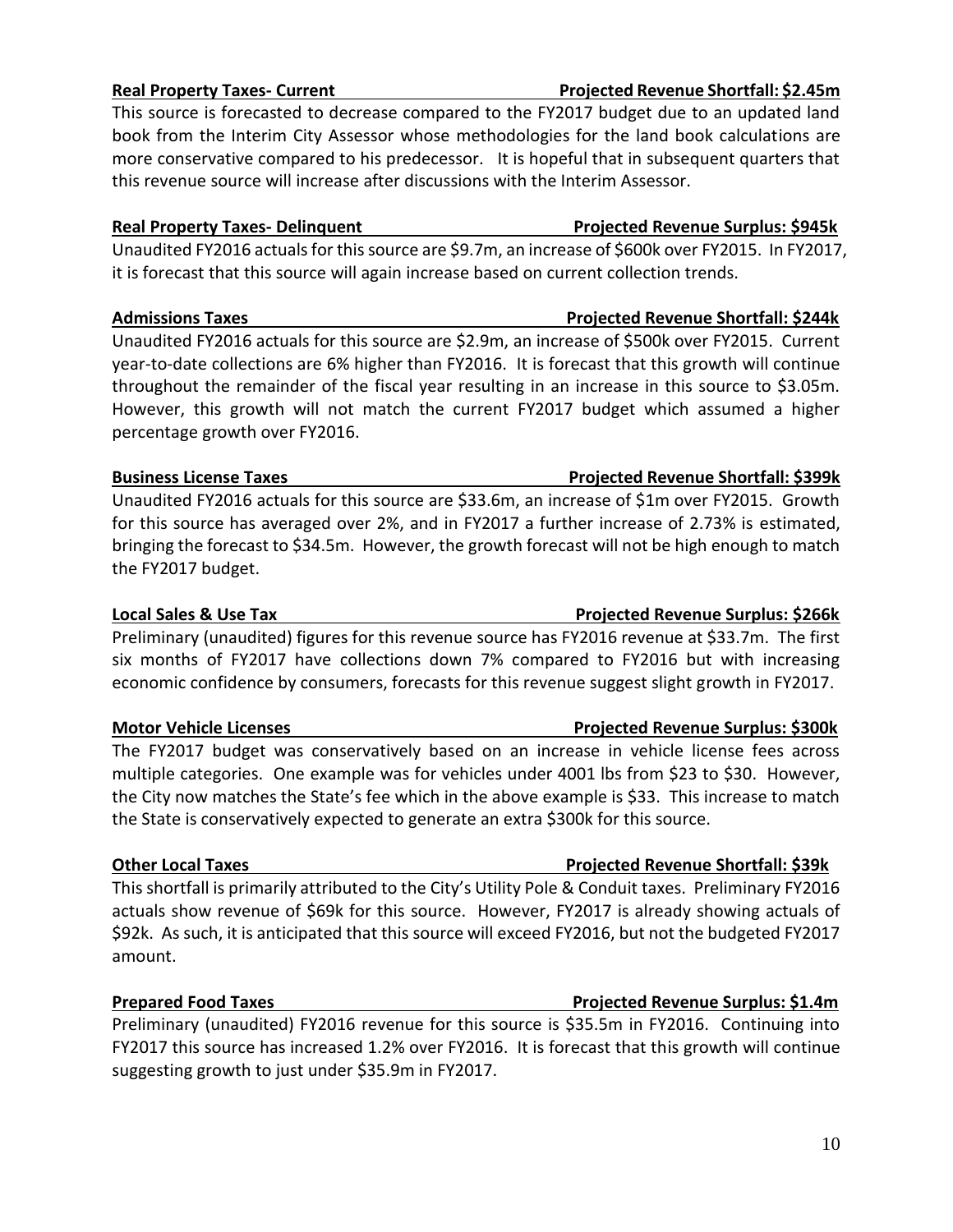**Real Property Taxes- Current** **Projected Revenue Shortfall: $2.45m**

This source is forecasted to decrease compared to the FY2017 budget due to an updated land book from the Interim City Assessor whose methodologies for the land book calculations are more conservative compared to his predecessor. It is hopeful that in subsequent quarters that this revenue source will increase after discussions with the Interim Assessor.

**Real Property Taxes- Delinquent** **Projected Revenue Surplus: $945k**

Unaudited FY2016 actuals for this source are $9.7m, an increase of $600k over FY2015. In FY2017, it is forecast that this source will again increase based on current collection trends.

**Admissions Taxes** **Projected Revenue Shortfall: $244k**

Unaudited FY2016 actuals for this source are $2.9m, an increase of $500k over FY2015. Current year-to-date collections are 6% higher than FY2016. It is forecast that this growth will continue throughout the remainder of the fiscal year resulting in an increase in this source to $3.05m. However, this growth will not match the current FY2017 budget which assumed a higher percentage growth over FY2016.

**Business License Taxes** **Projected Revenue Shortfall: $399k**

Unaudited FY2016 actuals for this source are $33.6m, an increase of $1m over FY2015. Growth for this source has averaged over 2%, and in FY2017 a further increase of 2.73% is estimated, bringing the forecast to $34.5m. However, the growth forecast will not be high enough to match the FY2017 budget.

**Local Sales & Use Tax** **Projected Revenue Surplus: $266k**

Preliminary (unaudited) figures for this revenue source has FY2016 revenue at $33.7m. The first six months of FY2017 have collections down 7% compared to FY2016 but with increasing economic confidence by consumers, forecasts for this revenue suggest slight growth in FY2017.

**Motor Vehicle Licenses** **Projected Revenue Surplus: $300k**

The FY2017 budget was conservatively based on an increase in vehicle license fees across multiple categories. One example was for vehicles under 4001 lbs from $23 to $30. However, the City now matches the State's fee which in the above example is $33. This increase to match the State is conservatively expected to generate an extra $300k for this source.

**Other Local Taxes** **Projected Revenue Shortfall: $39k**

This shortfall is primarily attributed to the City's Utility Pole & Conduit taxes. Preliminary FY2016 actuals show revenue of $69k for this source. However, FY2017 is already showing actuals of $92k. As such, it is anticipated that this source will exceed FY2016, but not the budgeted FY2017 amount.

**Prepared Food Taxes** **Projected Revenue Surplus: $1.4m**

Preliminary (unaudited) FY2016 revenue for this source is $35.5m in FY2016. Continuing into FY2017 this source has increased 1.2% over FY2016. It is forecast that this growth will continue suggesting growth to just under $35.9m in FY2017.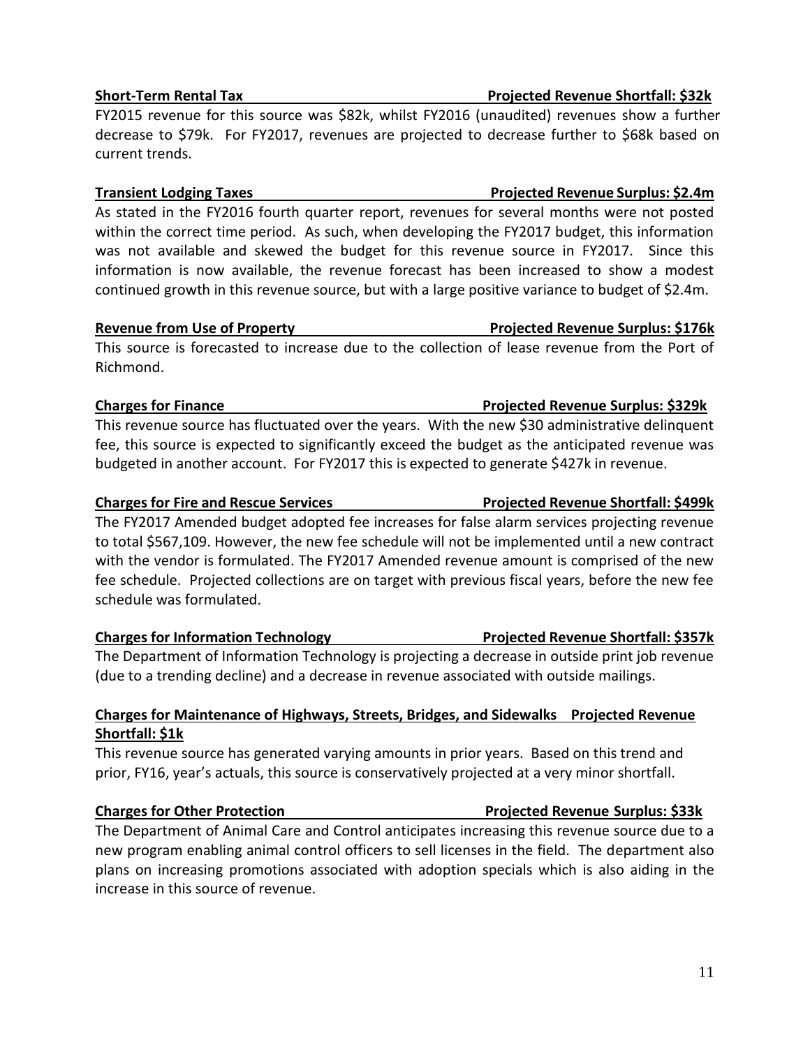**Short-Term Rental Tax — Projected Revenue Shortfall: $32k**

FY2015 revenue for this source was $82k, whilst FY2016 (unaudited) revenues show a further decrease to $79k. For FY2017, revenues are projected to decrease further to $68k based on current trends.

**Transient Lodging Taxes — Projected Revenue Surplus: $2.4m**

As stated in the FY2016 fourth quarter report, revenues for several months were not posted within the correct time period. As such, when developing the FY2017 budget, this information was not available and skewed the budget for this revenue source in FY2017. Since this information is now available, the revenue forecast has been increased to show a modest continued growth in this revenue source, but with a large positive variance to budget of $2.4m.

**Revenue from Use of Property — Projected Revenue Surplus: $176k**

This source is forecasted to increase due to the collection of lease revenue from the Port of Richmond.

**Charges for Finance — Projected Revenue Surplus: $329k**

This revenue source has fluctuated over the years. With the new $30 administrative delinquent fee, this source is expected to significantly exceed the budget as the anticipated revenue was budgeted in another account. For FY2017 this is expected to generate $427k in revenue.

**Charges for Fire and Rescue Services — Projected Revenue Shortfall: $499k**

The FY2017 Amended budget adopted fee increases for false alarm services projecting revenue to total $567,109. However, the new fee schedule will not be implemented until a new contract with the vendor is formulated. The FY2017 Amended revenue amount is comprised of the new fee schedule. Projected collections are on target with previous fiscal years, before the new fee schedule was formulated.

**Charges for Information Technology — Projected Revenue Shortfall: $357k**

The Department of Information Technology is projecting a decrease in outside print job revenue (due to a trending decline) and a decrease in revenue associated with outside mailings.

**Charges for Maintenance of Highways, Streets, Bridges, and Sidewalks — Projected Revenue Shortfall: $1k**

This revenue source has generated varying amounts in prior years. Based on this trend and prior, FY16, year's actuals, this source is conservatively projected at a very minor shortfall.

**Charges for Other Protection — Projected Revenue Surplus: $33k**

The Department of Animal Care and Control anticipates increasing this revenue source due to a new program enabling animal control officers to sell licenses in the field. The department also plans on increasing promotions associated with adoption specials which is also aiding in the increase in this source of revenue.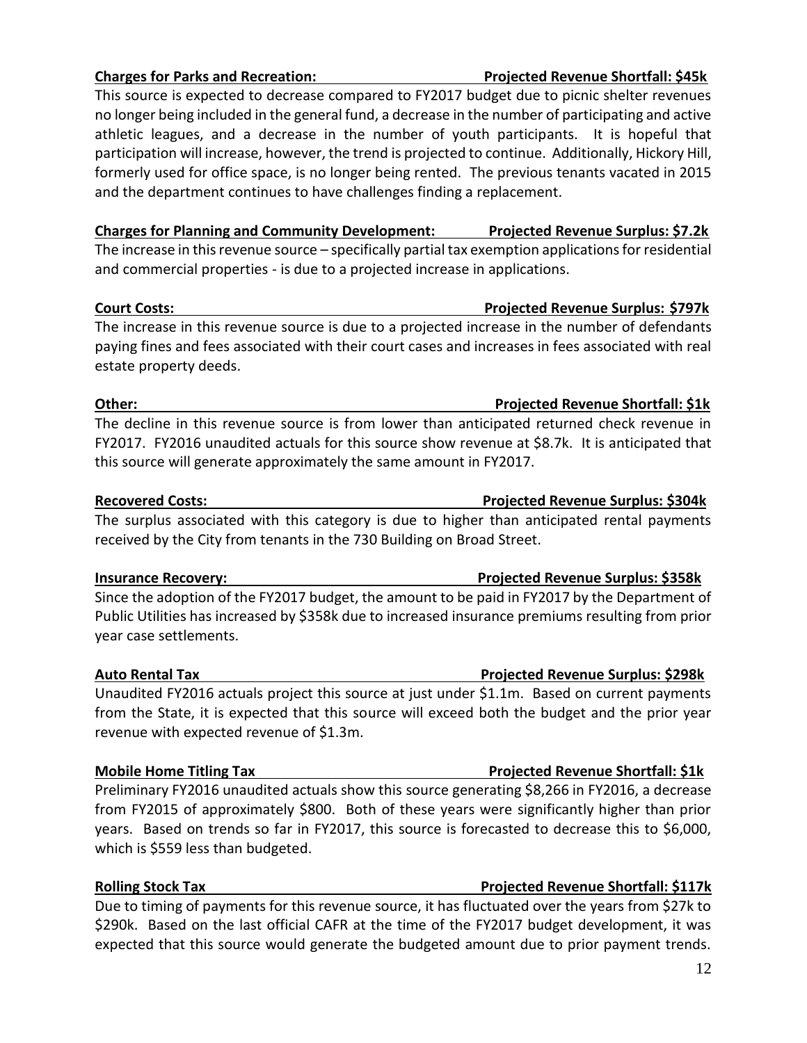**Charges for Parks and Recreation: Projected Revenue Shortfall: $45k**

This source is expected to decrease compared to FY2017 budget due to picnic shelter revenues no longer being included in the general fund, a decrease in the number of participating and active athletic leagues, and a decrease in the number of youth participants. It is hopeful that participation will increase, however, the trend is projected to continue. Additionally, Hickory Hill, formerly used for office space, is no longer being rented. The previous tenants vacated in 2015 and the department continues to have challenges finding a replacement.

**Charges for Planning and Community Development: Projected Revenue Surplus: $7.2k**

The increase in this revenue source – specifically partial tax exemption applications for residential and commercial properties - is due to a projected increase in applications.

**Court Costs: Projected Revenue Surplus: $797k**

The increase in this revenue source is due to a projected increase in the number of defendants paying fines and fees associated with their court cases and increases in fees associated with real estate property deeds.

**Other: Projected Revenue Shortfall: $1k**

The decline in this revenue source is from lower than anticipated returned check revenue in FY2017. FY2016 unaudited actuals for this source show revenue at $8.7k. It is anticipated that this source will generate approximately the same amount in FY2017.

**Recovered Costs: Projected Revenue Surplus: $304k**

The surplus associated with this category is due to higher than anticipated rental payments received by the City from tenants in the 730 Building on Broad Street.

**Insurance Recovery: Projected Revenue Surplus: $358k**

Since the adoption of the FY2017 budget, the amount to be paid in FY2017 by the Department of Public Utilities has increased by $358k due to increased insurance premiums resulting from prior year case settlements.

**Auto Rental Tax Projected Revenue Surplus: $298k**

Unaudited FY2016 actuals project this source at just under $1.1m. Based on current payments from the State, it is expected that this source will exceed both the budget and the prior year revenue with expected revenue of $1.3m.

**Mobile Home Titling Tax Projected Revenue Shortfall: $1k**

Preliminary FY2016 unaudited actuals show this source generating $8,266 in FY2016, a decrease from FY2015 of approximately $800. Both of these years were significantly higher than prior years. Based on trends so far in FY2017, this source is forecasted to decrease this to $6,000, which is $559 less than budgeted.

**Rolling Stock Tax Projected Revenue Shortfall: $117k**

Due to timing of payments for this revenue source, it has fluctuated over the years from $27k to $290k. Based on the last official CAFR at the time of the FY2017 budget development, it was expected that this source would generate the budgeted amount due to prior payment trends.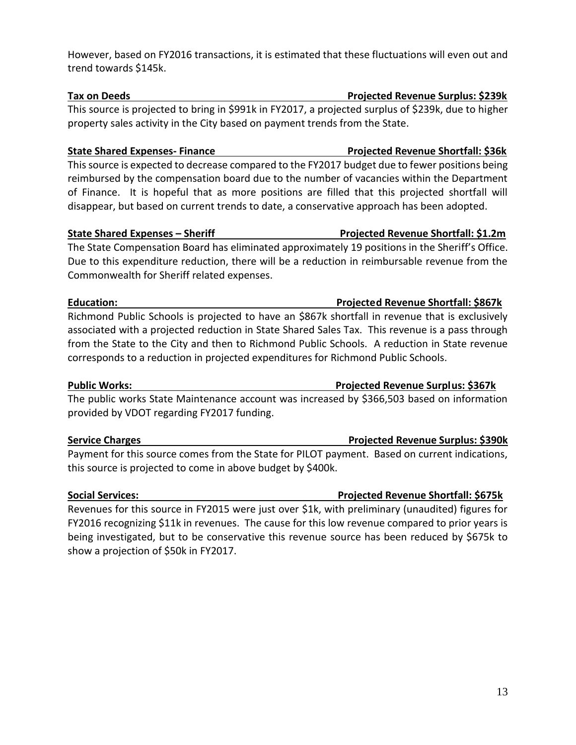However, based on FY2016 transactions, it is estimated that these fluctuations will even out and trend towards \$145k.

**Tax on Deeds** **Projected Revenue Surplus: \$239k**

This source is projected to bring in \$991k in FY2017, a projected surplus of \$239k, due to higher property sales activity in the City based on payment trends from the State.

**State Shared Expenses- Finance** **Projected Revenue Shortfall: \$36k**

This source is expected to decrease compared to the FY2017 budget due to fewer positions being reimbursed by the compensation board due to the number of vacancies within the Department of Finance. It is hopeful that as more positions are filled that this projected shortfall will disappear, but based on current trends to date, a conservative approach has been adopted.

**State Shared Expenses – Sheriff** **Projected Revenue Shortfall: \$1.2m**

The State Compensation Board has eliminated approximately 19 positions in the Sheriff's Office. Due to this expenditure reduction, there will be a reduction in reimbursable revenue from the Commonwealth for Sheriff related expenses.

**Education:** **Projected Revenue Shortfall: \$867k**

Richmond Public Schools is projected to have an \$867k shortfall in revenue that is exclusively associated with a projected reduction in State Shared Sales Tax. This revenue is a pass through from the State to the City and then to Richmond Public Schools. A reduction in State revenue corresponds to a reduction in projected expenditures for Richmond Public Schools.

**Public Works:** **Projected Revenue Surplus: \$367k**

The public works State Maintenance account was increased by \$366,503 based on information provided by VDOT regarding FY2017 funding.

**Service Charges** **Projected Revenue Surplus: \$390k**

Payment for this source comes from the State for PILOT payment. Based on current indications, this source is projected to come in above budget by \$400k.

**Social Services:** **Projected Revenue Shortfall: \$675k**

Revenues for this source in FY2015 were just over \$1k, with preliminary (unaudited) figures for FY2016 recognizing \$11k in revenues. The cause for this low revenue compared to prior years is being investigated, but to be conservative this revenue source has been reduced by \$675k to show a projection of \$50k in FY2017.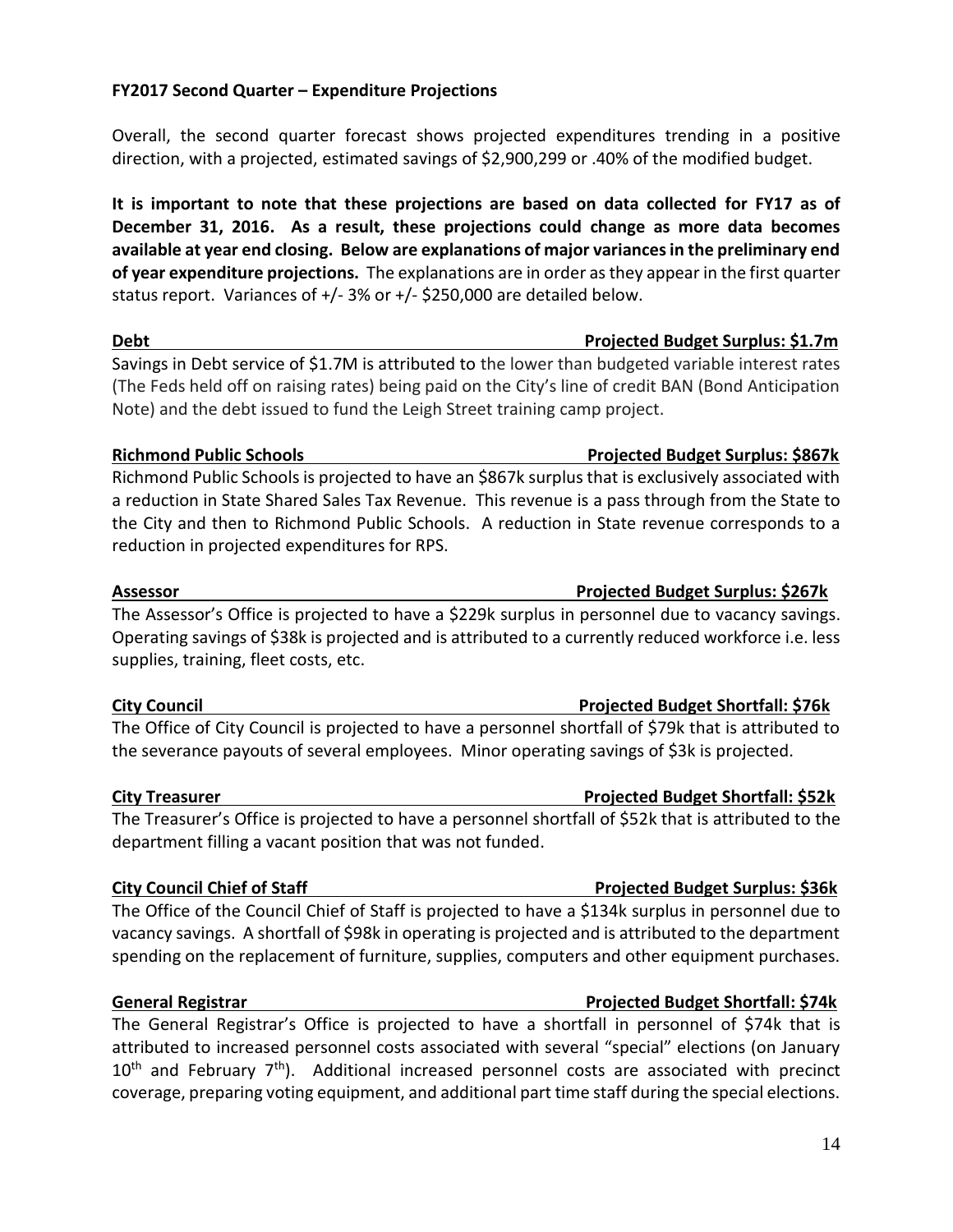**FY2017 Second Quarter – Expenditure Projections**

Overall, the second quarter forecast shows projected expenditures trending in a positive direction, with a projected, estimated savings of $2,900,299 or .40% of the modified budget.

**It is important to note that these projections are based on data collected for FY17 as of December 31, 2016. As a result, these projections could change as more data becomes available at year end closing. Below are explanations of major variances in the preliminary end of year expenditure projections.** The explanations are in order as they appear in the first quarter status report. Variances of +/- 3% or +/- $250,000 are detailed below.

**Debt** **Projected Budget Surplus: $1.7m**

Savings in Debt service of $1.7M is attributed to the lower than budgeted variable interest rates (The Feds held off on raising rates) being paid on the City's line of credit BAN (Bond Anticipation Note) and the debt issued to fund the Leigh Street training camp project.

**Richmond Public Schools** **Projected Budget Surplus: $867k**

Richmond Public Schools is projected to have an $867k surplus that is exclusively associated with a reduction in State Shared Sales Tax Revenue. This revenue is a pass through from the State to the City and then to Richmond Public Schools. A reduction in State revenue corresponds to a reduction in projected expenditures for RPS.

**Assessor** **Projected Budget Surplus: $267k**

The Assessor's Office is projected to have a $229k surplus in personnel due to vacancy savings. Operating savings of $38k is projected and is attributed to a currently reduced workforce i.e. less supplies, training, fleet costs, etc.

**City Council** **Projected Budget Shortfall: $76k**

The Office of City Council is projected to have a personnel shortfall of $79k that is attributed to the severance payouts of several employees. Minor operating savings of $3k is projected.

**City Treasurer** **Projected Budget Shortfall: $52k**

The Treasurer's Office is projected to have a personnel shortfall of $52k that is attributed to the department filling a vacant position that was not funded.

**City Council Chief of Staff** **Projected Budget Surplus: $36k**

The Office of the Council Chief of Staff is projected to have a $134k surplus in personnel due to vacancy savings. A shortfall of $98k in operating is projected and is attributed to the department spending on the replacement of furniture, supplies, computers and other equipment purchases.

**General Registrar** **Projected Budget Shortfall: $74k**

The General Registrar's Office is projected to have a shortfall in personnel of $74k that is attributed to increased personnel costs associated with several "special" elections (on January 10th and February 7th). Additional increased personnel costs are associated with precinct coverage, preparing voting equipment, and additional part time staff during the special elections.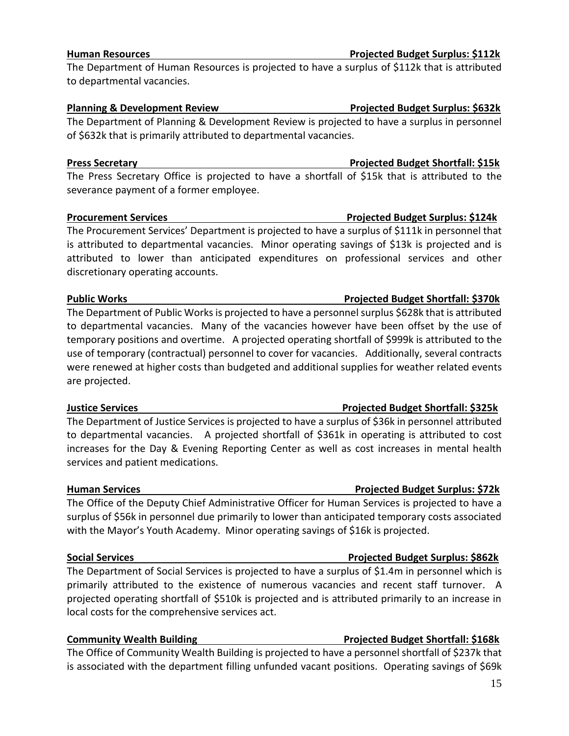**Human Resources** **Projected Budget Surplus: $112k**

The Department of Human Resources is projected to have a surplus of $112k that is attributed to departmental vacancies.

**Planning & Development Review** **Projected Budget Surplus: $632k**

The Department of Planning & Development Review is projected to have a surplus in personnel of $632k that is primarily attributed to departmental vacancies.

**Press Secretary** **Projected Budget Shortfall: $15k**

The Press Secretary Office is projected to have a shortfall of $15k that is attributed to the severance payment of a former employee.

**Procurement Services** **Projected Budget Surplus: $124k**

The Procurement Services' Department is projected to have a surplus of $111k in personnel that is attributed to departmental vacancies. Minor operating savings of $13k is projected and is attributed to lower than anticipated expenditures on professional services and other discretionary operating accounts.

**Public Works** **Projected Budget Shortfall: $370k**

The Department of Public Works is projected to have a personnel surplus $628k that is attributed to departmental vacancies. Many of the vacancies however have been offset by the use of temporary positions and overtime. A projected operating shortfall of $999k is attributed to the use of temporary (contractual) personnel to cover for vacancies. Additionally, several contracts were renewed at higher costs than budgeted and additional supplies for weather related events are projected.

**Justice Services** **Projected Budget Shortfall: $325k**

The Department of Justice Services is projected to have a surplus of $36k in personnel attributed to departmental vacancies. A projected shortfall of $361k in operating is attributed to cost increases for the Day & Evening Reporting Center as well as cost increases in mental health services and patient medications.

**Human Services** **Projected Budget Surplus: $72k**

The Office of the Deputy Chief Administrative Officer for Human Services is projected to have a surplus of $56k in personnel due primarily to lower than anticipated temporary costs associated with the Mayor's Youth Academy. Minor operating savings of $16k is projected.

**Social Services** **Projected Budget Surplus: $862k**

The Department of Social Services is projected to have a surplus of $1.4m in personnel which is primarily attributed to the existence of numerous vacancies and recent staff turnover. A projected operating shortfall of $510k is projected and is attributed primarily to an increase in local costs for the comprehensive services act.

**Community Wealth Building** **Projected Budget Shortfall: $168k**

The Office of Community Wealth Building is projected to have a personnel shortfall of $237k that is associated with the department filling unfunded vacant positions. Operating savings of $69k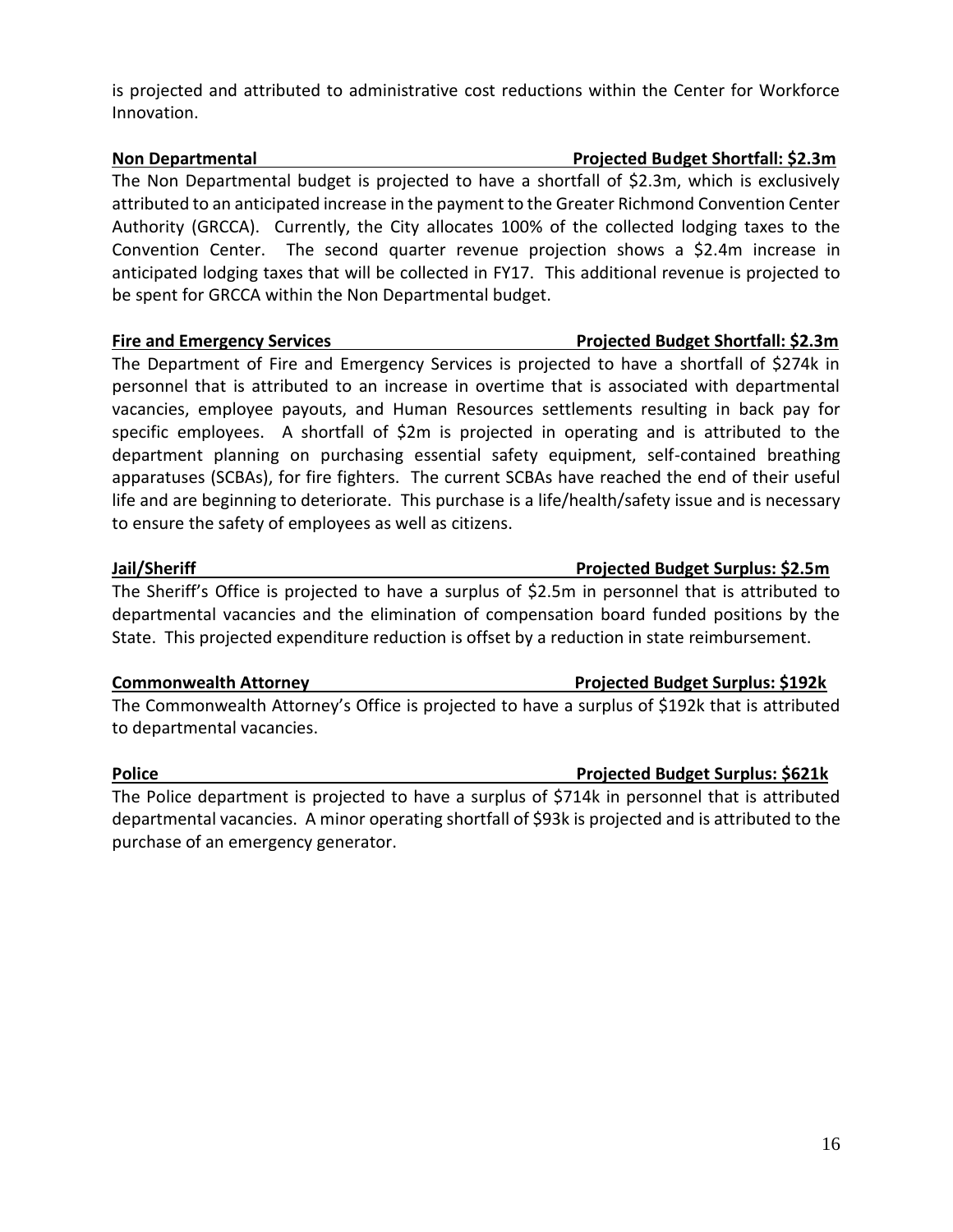is projected and attributed to administrative cost reductions within the Center for Workforce Innovation.

**Non Departmental** **Projected Budget Shortfall: $2.3m**

The Non Departmental budget is projected to have a shortfall of $2.3m, which is exclusively attributed to an anticipated increase in the payment to the Greater Richmond Convention Center Authority (GRCCA). Currently, the City allocates 100% of the collected lodging taxes to the Convention Center. The second quarter revenue projection shows a $2.4m increase in anticipated lodging taxes that will be collected in FY17. This additional revenue is projected to be spent for GRCCA within the Non Departmental budget.

**Fire and Emergency Services** **Projected Budget Shortfall: $2.3m**

The Department of Fire and Emergency Services is projected to have a shortfall of $274k in personnel that is attributed to an increase in overtime that is associated with departmental vacancies, employee payouts, and Human Resources settlements resulting in back pay for specific employees. A shortfall of $2m is projected in operating and is attributed to the department planning on purchasing essential safety equipment, self-contained breathing apparatuses (SCBAs), for fire fighters. The current SCBAs have reached the end of their useful life and are beginning to deteriorate. This purchase is a life/health/safety issue and is necessary to ensure the safety of employees as well as citizens.

**Jail/Sheriff** **Projected Budget Surplus: $2.5m**

The Sheriff's Office is projected to have a surplus of $2.5m in personnel that is attributed to departmental vacancies and the elimination of compensation board funded positions by the State. This projected expenditure reduction is offset by a reduction in state reimbursement.

**Commonwealth Attorney** **Projected Budget Surplus: $192k**

The Commonwealth Attorney's Office is projected to have a surplus of $192k that is attributed to departmental vacancies.

**Police** **Projected Budget Surplus: $621k**

The Police department is projected to have a surplus of $714k in personnel that is attributed departmental vacancies. A minor operating shortfall of $93k is projected and is attributed to the purchase of an emergency generator.